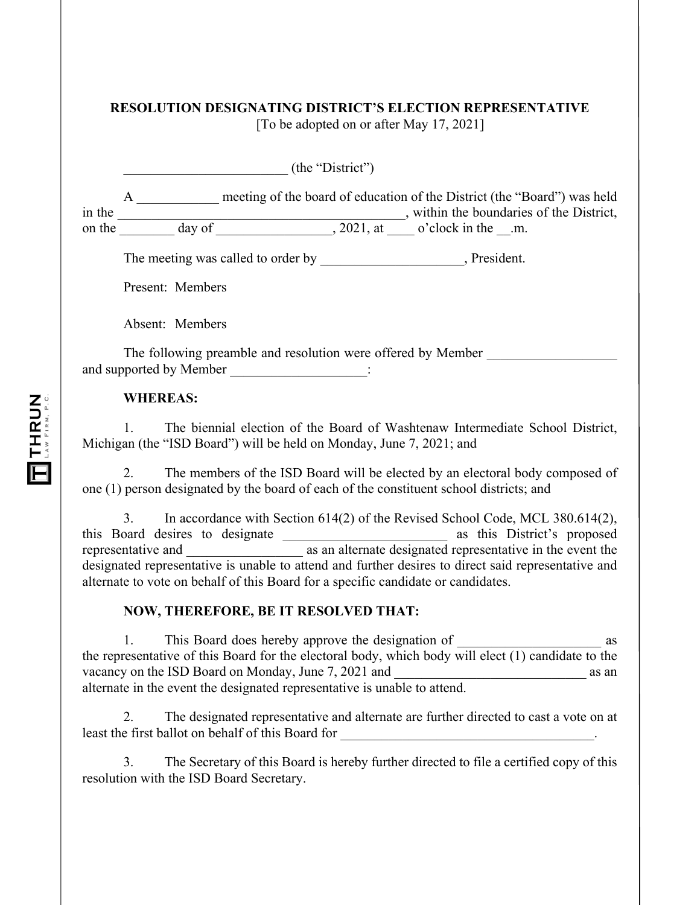**RESOLUTION DESIGNATING DISTRICT'S ELECTION REPRESENTATIVE**
[To be adopted on or after May 17, 2021]

________________________ (the "District")

A ____________ meeting of the board of education of the District (the "Board") was held in the __________________________________________, within the boundaries of the District, on the ________ day of _________________, 2021, at ____ o'clock in the __.m.

The meeting was called to order by ____________________, President.

Present: Members

Absent: Members

The following preamble and resolution were offered by Member ___________________ and supported by Member ____________________:

**WHEREAS:**

1. The biennial election of the Board of Washtenaw Intermediate School District, Michigan (the "ISD Board") will be held on Monday, June 7, 2021; and

2. The members of the ISD Board will be elected by an electoral body composed of one (1) person designated by the board of each of the constituent school districts; and

3. In accordance with Section 614(2) of the Revised School Code, MCL 380.614(2), this Board desires to designate ________________________ as this District's proposed representative and _________________ as an alternate designated representative in the event the designated representative is unable to attend and further desires to direct said representative and alternate to vote on behalf of this Board for a specific candidate or candidates.

**NOW, THEREFORE, BE IT RESOLVED THAT:**

1. This Board does hereby approve the designation of _____________________ as the representative of this Board for the electoral body, which body will elect (1) candidate to the vacancy on the ISD Board on Monday, June 7, 2021 and ____________________________ as an alternate in the event the designated representative is unable to attend.

2. The designated representative and alternate are further directed to cast a vote on at least the first ballot on behalf of this Board for _______________________________________.

3. The Secretary of this Board is hereby further directed to file a certified copy of this resolution with the ISD Board Secretary.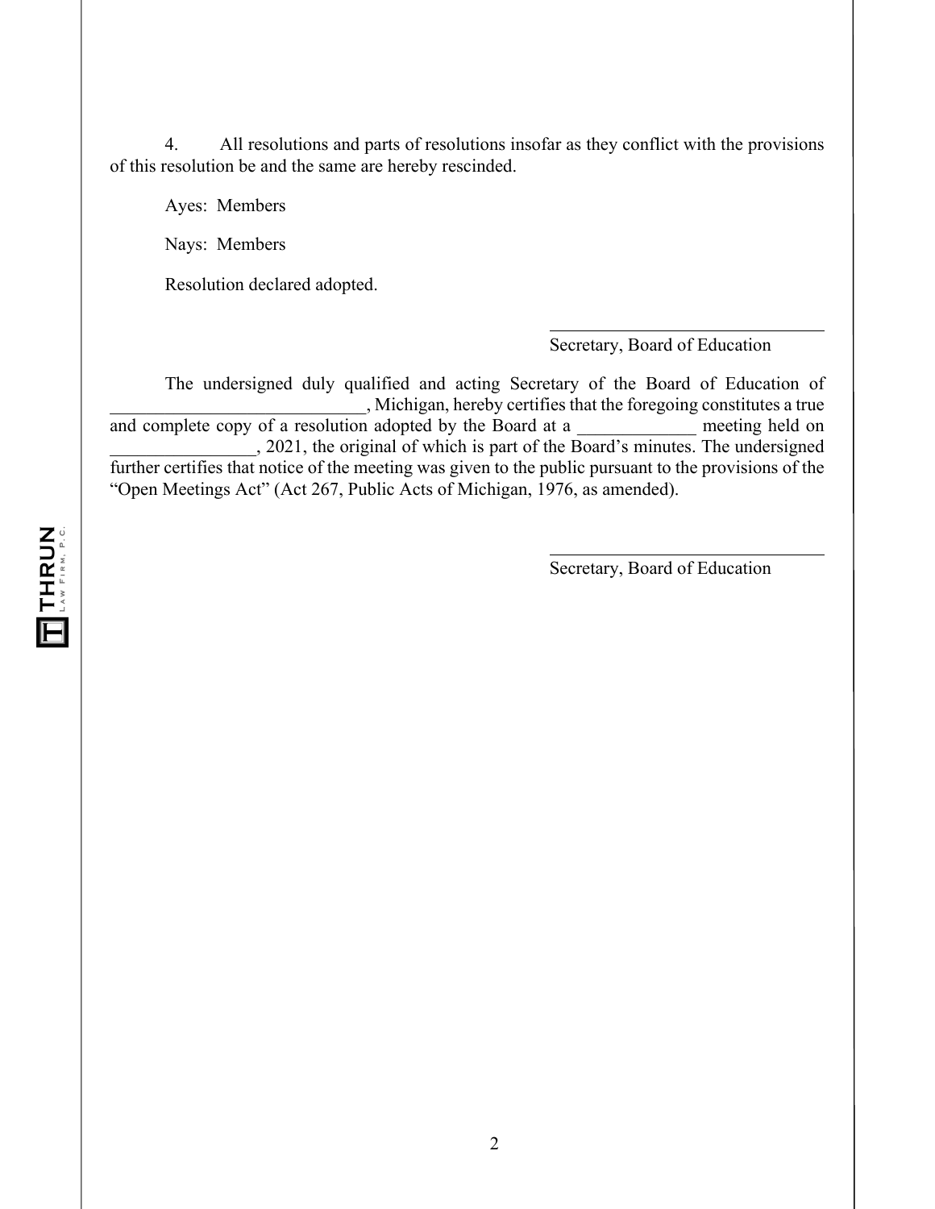4. All resolutions and parts of resolutions insofar as they conflict with the provisions of this resolution be and the same are hereby rescinded.

Ayes: Members

Nays: Members

Resolution declared adopted.

\_\_\_\_\_\_\_\_\_\_\_\_\_\_\_\_\_\_\_\_\_\_\_\_\_\_\_\_\_\_\_\_
Secretary, Board of Education

The undersigned duly qualified and acting Secretary of the Board of Education of \_\_\_\_\_\_\_\_\_\_\_\_\_\_\_\_\_\_\_\_\_\_\_\_\_\_\_\_, Michigan, hereby certifies that the foregoing constitutes a true and complete copy of a resolution adopted by the Board at a \_\_\_\_\_\_\_\_\_\_\_\_\_ meeting held on \_\_\_\_\_\_\_\_\_\_\_\_\_\_\_\_, 2021, the original of which is part of the Board's minutes. The undersigned further certifies that notice of the meeting was given to the public pursuant to the provisions of the "Open Meetings Act" (Act 267, Public Acts of Michigan, 1976, as amended).

\_\_\_\_\_\_\_\_\_\_\_\_\_\_\_\_\_\_\_\_\_\_\_\_\_\_\_\_\_\_\_\_
Secretary, Board of Education